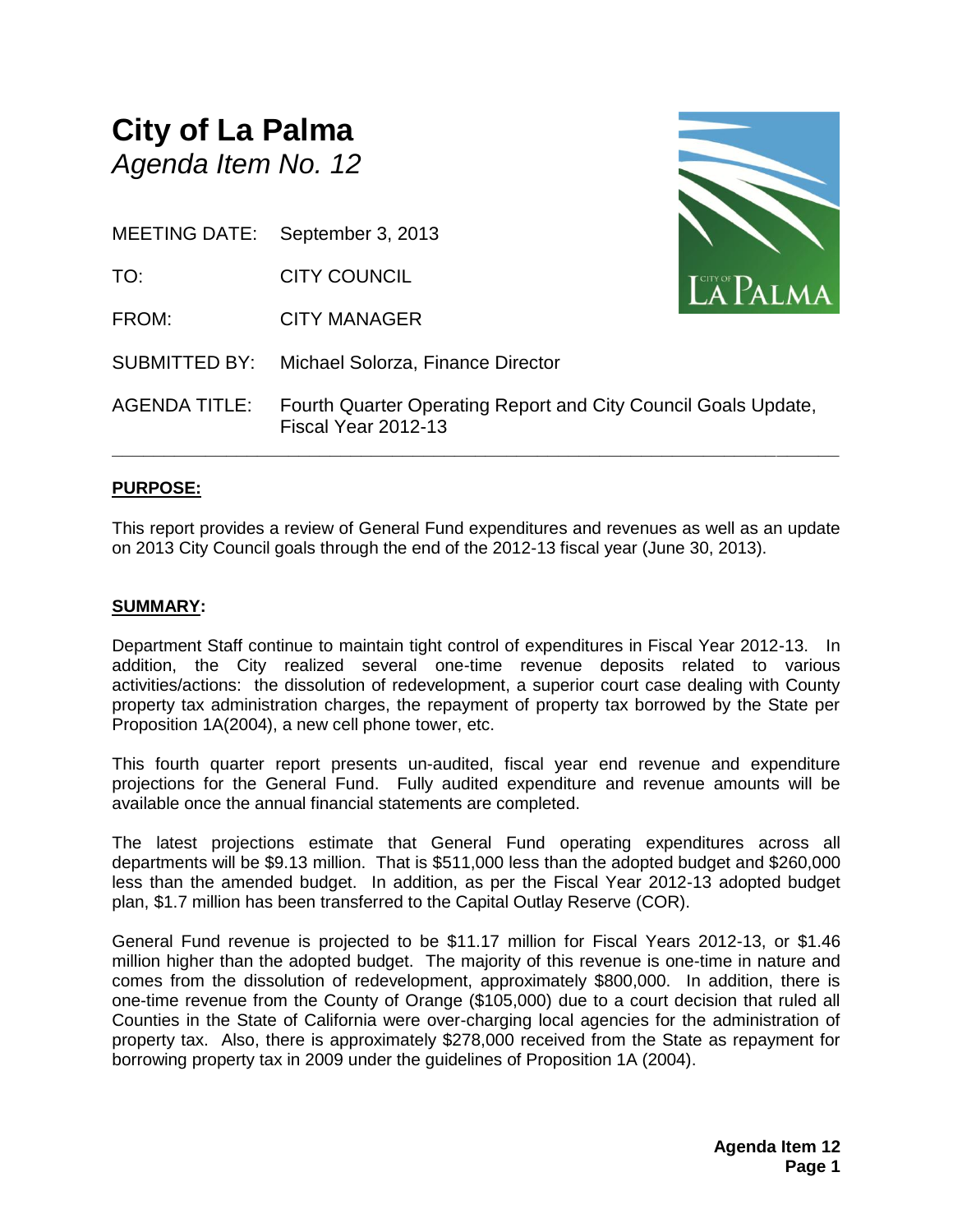# City of La Palma

*Agenda Item No. 12*

MEETING DATE: September 3, 2013

TO: CITY COUNCIL

FROM: CITY MANAGER

SUBMITTED BY: Michael Solorza, Finance Director

AGENDA TITLE: Fourth Quarter Operating Report and City Council Goals Update, Fiscal Year 2012-13

---

## PURPOSE:

This report provides a review of General Fund expenditures and revenues as well as an update on 2013 City Council goals through the end of the 2012-13 fiscal year (June 30, 2013).

## SUMMARY:

Department Staff continue to maintain tight control of expenditures in Fiscal Year 2012-13. In addition, the City realized several one-time revenue deposits related to various activities/actions: the dissolution of redevelopment, a superior court case dealing with County property tax administration charges, the repayment of property tax borrowed by the State per Proposition 1A(2004), a new cell phone tower, etc.

This fourth quarter report presents un-audited, fiscal year end revenue and expenditure projections for the General Fund. Fully audited expenditure and revenue amounts will be available once the annual financial statements are completed.

The latest projections estimate that General Fund operating expenditures across all departments will be $9.13 million. That is $511,000 less than the adopted budget and $260,000 less than the amended budget. In addition, as per the Fiscal Year 2012-13 adopted budget plan, $1.7 million has been transferred to the Capital Outlay Reserve (COR).

General Fund revenue is projected to be $11.17 million for Fiscal Years 2012-13, or $1.46 million higher than the adopted budget. The majority of this revenue is one-time in nature and comes from the dissolution of redevelopment, approximately $800,000. In addition, there is one-time revenue from the County of Orange ($105,000) due to a court decision that ruled all Counties in the State of California were over-charging local agencies for the administration of property tax. Also, there is approximately $278,000 received from the State as repayment for borrowing property tax in 2009 under the guidelines of Proposition 1A (2004).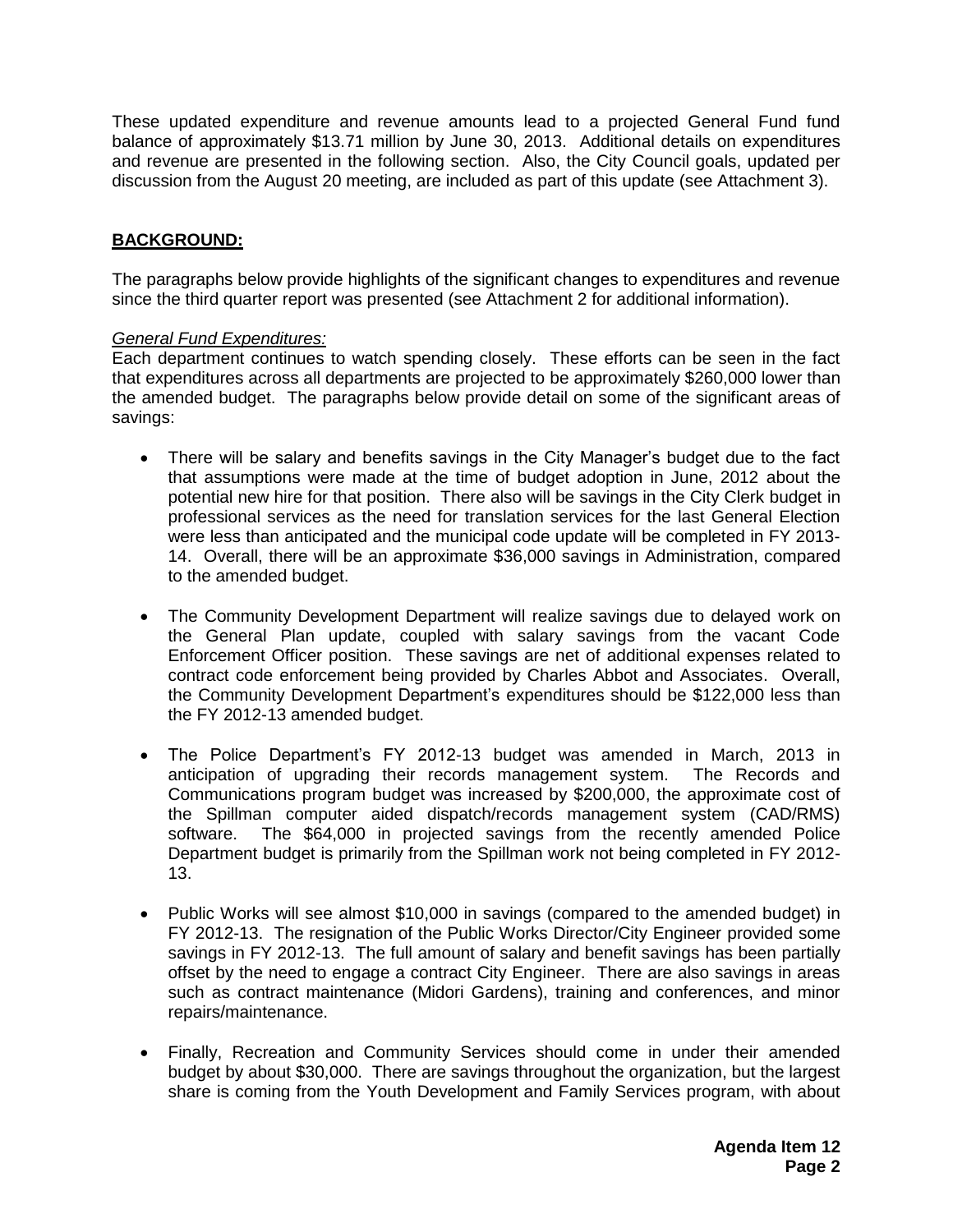These updated expenditure and revenue amounts lead to a projected General Fund fund balance of approximately $13.71 million by June 30, 2013. Additional details on expenditures and revenue are presented in the following section. Also, the City Council goals, updated per discussion from the August 20 meeting, are included as part of this update (see Attachment 3).

## **BACKGROUND:**

The paragraphs below provide highlights of the significant changes to expenditures and revenue since the third quarter report was presented (see Attachment 2 for additional information).

*General Fund Expenditures:*

Each department continues to watch spending closely. These efforts can be seen in the fact that expenditures across all departments are projected to be approximately $260,000 lower than the amended budget. The paragraphs below provide detail on some of the significant areas of savings:

- There will be salary and benefits savings in the City Manager's budget due to the fact that assumptions were made at the time of budget adoption in June, 2012 about the potential new hire for that position. There also will be savings in the City Clerk budget in professional services as the need for translation services for the last General Election were less than anticipated and the municipal code update will be completed in FY 2013-14. Overall, there will be an approximate $36,000 savings in Administration, compared to the amended budget.
- The Community Development Department will realize savings due to delayed work on the General Plan update, coupled with salary savings from the vacant Code Enforcement Officer position. These savings are net of additional expenses related to contract code enforcement being provided by Charles Abbot and Associates. Overall, the Community Development Department's expenditures should be $122,000 less than the FY 2012-13 amended budget.
- The Police Department's FY 2012-13 budget was amended in March, 2013 in anticipation of upgrading their records management system. The Records and Communications program budget was increased by $200,000, the approximate cost of the Spillman computer aided dispatch/records management system (CAD/RMS) software. The $64,000 in projected savings from the recently amended Police Department budget is primarily from the Spillman work not being completed in FY 2012-13.
- Public Works will see almost $10,000 in savings (compared to the amended budget) in FY 2012-13. The resignation of the Public Works Director/City Engineer provided some savings in FY 2012-13. The full amount of salary and benefit savings has been partially offset by the need to engage a contract City Engineer. There are also savings in areas such as contract maintenance (Midori Gardens), training and conferences, and minor repairs/maintenance.
- Finally, Recreation and Community Services should come in under their amended budget by about $30,000. There are savings throughout the organization, but the largest share is coming from the Youth Development and Family Services program, with about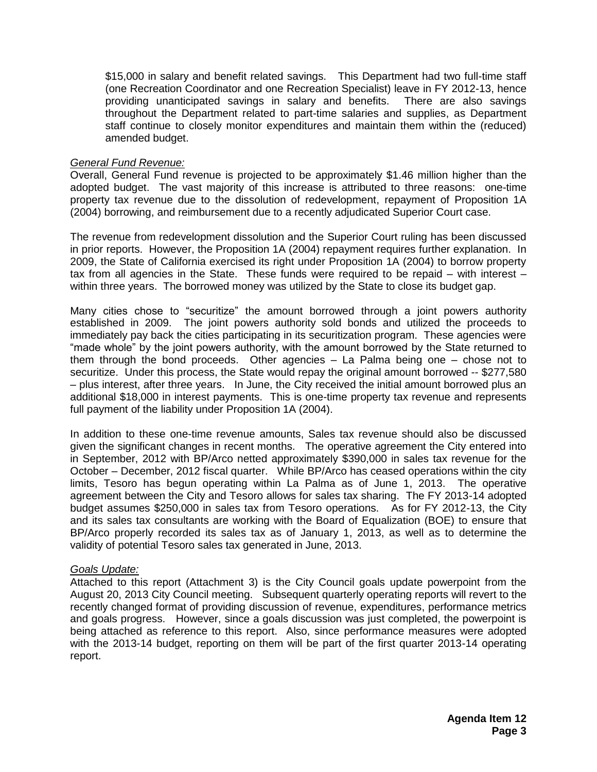$15,000 in salary and benefit related savings. This Department had two full-time staff (one Recreation Coordinator and one Recreation Specialist) leave in FY 2012-13, hence providing unanticipated savings in salary and benefits. There are also savings throughout the Department related to part-time salaries and supplies, as Department staff continue to closely monitor expenditures and maintain them within the (reduced) amended budget.

*General Fund Revenue:*

Overall, General Fund revenue is projected to be approximately $1.46 million higher than the adopted budget. The vast majority of this increase is attributed to three reasons: one-time property tax revenue due to the dissolution of redevelopment, repayment of Proposition 1A (2004) borrowing, and reimbursement due to a recently adjudicated Superior Court case.

The revenue from redevelopment dissolution and the Superior Court ruling has been discussed in prior reports. However, the Proposition 1A (2004) repayment requires further explanation. In 2009, the State of California exercised its right under Proposition 1A (2004) to borrow property tax from all agencies in the State. These funds were required to be repaid – with interest – within three years. The borrowed money was utilized by the State to close its budget gap.

Many cities chose to "securitize" the amount borrowed through a joint powers authority established in 2009. The joint powers authority sold bonds and utilized the proceeds to immediately pay back the cities participating in its securitization program. These agencies were "made whole" by the joint powers authority, with the amount borrowed by the State returned to them through the bond proceeds. Other agencies – La Palma being one – chose not to securitize. Under this process, the State would repay the original amount borrowed -- $277,580 – plus interest, after three years. In June, the City received the initial amount borrowed plus an additional $18,000 in interest payments. This is one-time property tax revenue and represents full payment of the liability under Proposition 1A (2004).

In addition to these one-time revenue amounts, Sales tax revenue should also be discussed given the significant changes in recent months. The operative agreement the City entered into in September, 2012 with BP/Arco netted approximately $390,000 in sales tax revenue for the October – December, 2012 fiscal quarter. While BP/Arco has ceased operations within the city limits, Tesoro has begun operating within La Palma as of June 1, 2013. The operative agreement between the City and Tesoro allows for sales tax sharing. The FY 2013-14 adopted budget assumes $250,000 in sales tax from Tesoro operations. As for FY 2012-13, the City and its sales tax consultants are working with the Board of Equalization (BOE) to ensure that BP/Arco properly recorded its sales tax as of January 1, 2013, as well as to determine the validity of potential Tesoro sales tax generated in June, 2013.

*Goals Update:*

Attached to this report (Attachment 3) is the City Council goals update powerpoint from the August 20, 2013 City Council meeting. Subsequent quarterly operating reports will revert to the recently changed format of providing discussion of revenue, expenditures, performance metrics and goals progress. However, since a goals discussion was just completed, the powerpoint is being attached as reference to this report. Also, since performance measures were adopted with the 2013-14 budget, reporting on them will be part of the first quarter 2013-14 operating report.

**Agenda Item 12**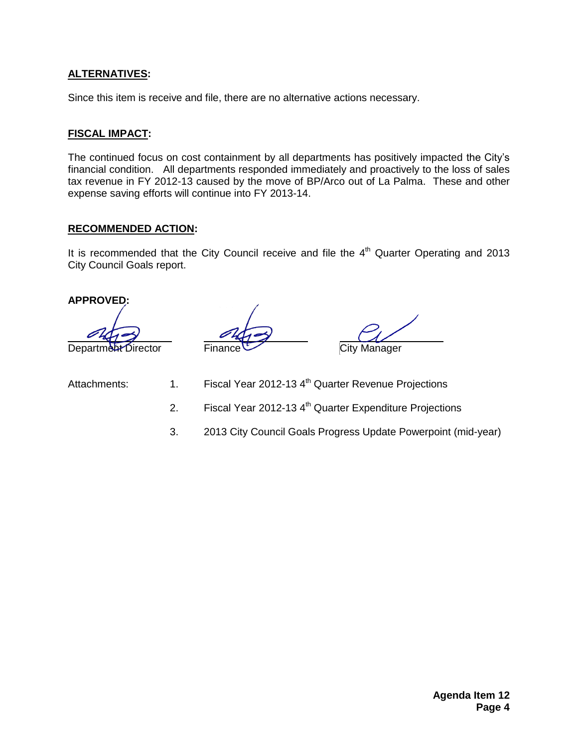**ALTERNATIVES:**

Since this item is receive and file, there are no alternative actions necessary.

**FISCAL IMPACT:**

The continued focus on cost containment by all departments has positively impacted the City's financial condition. All departments responded immediately and proactively to the loss of sales tax revenue in FY 2012-13 caused by the move of BP/Arco out of La Palma. These and other expense saving efforts will continue into FY 2013-14.

**RECOMMENDED ACTION:**

It is recommended that the City Council receive and file the 4th Quarter Operating and 2013 City Council Goals report.

**APPROVED:**

Department Director

Finance

City Manager

Attachments:

1. Fiscal Year 2012-13 4th Quarter Revenue Projections
2. Fiscal Year 2012-13 4th Quarter Expenditure Projections
3. 2013 City Council Goals Progress Update Powerpoint (mid-year)

**Agenda Item 12**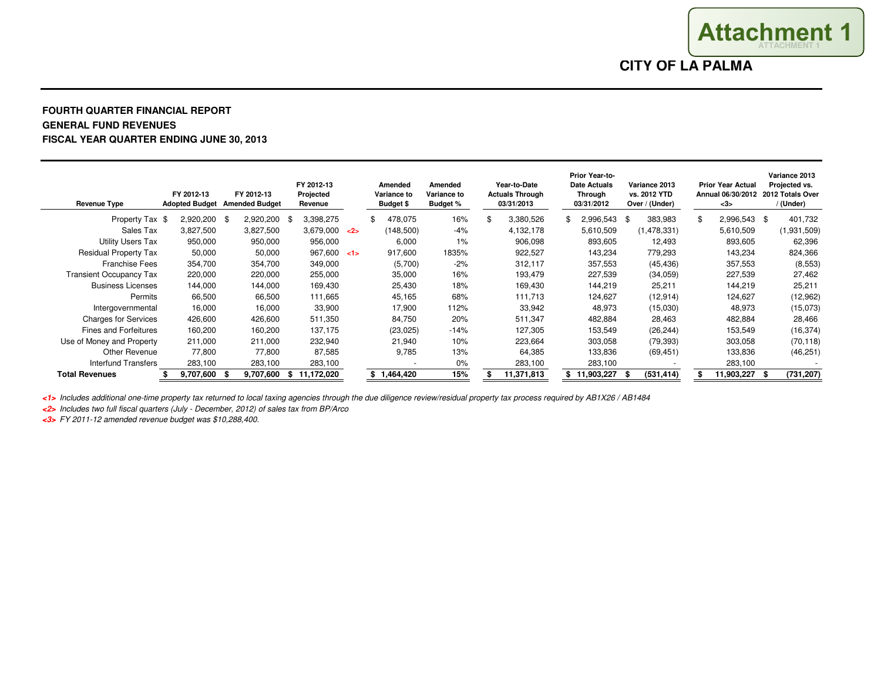Attachment 1

**CITY OF LA PALMA**

**FOURTH QUARTER FINANCIAL REPORT**
**GENERAL FUND REVENUES**
**FISCAL YEAR QUARTER ENDING JUNE 30, 2013**

| Revenue Type | FY 2012-13 Adopted Budget | FY 2012-13 Amended Budget | FY 2012-13 Projected Revenue | | Amended Variance to Budget $ | Amended Variance to Budget % | Year-to-Date Actuals Through 03/31/2013 | Prior Year-to-Date Actuals Through 03/31/2012 | Variance 2013 vs. 2012 YTD Over / (Under) | Prior Year Actual Annual 06/30/2012 <3> | Variance 2013 Projected vs. 2012 Totals Over / (Under) |
|---|---|---|---|---|---|---|---|---|---|---|---|
| Property Tax | $ 2,920,200 | $ 2,920,200 | $ 3,398,275 | | $ 478,075 | 16% | $ 3,380,526 | $ 2,996,543 | $ 383,983 | $ 2,996,543 | $ 401,732 |
| Sales Tax | 3,827,500 | 3,827,500 | 3,679,000 | <2> | (148,500) | -4% | 4,132,178 | 5,610,509 | (1,478,331) | 5,610,509 | (1,931,509) |
| Utility Users Tax | 950,000 | 950,000 | 956,000 | | 6,000 | 1% | 906,098 | 893,605 | 12,493 | 893,605 | 62,396 |
| Residual Property Tax | 50,000 | 50,000 | 967,600 | <1> | 917,600 | 1835% | 922,527 | 143,234 | 779,293 | 143,234 | 824,366 |
| Franchise Fees | 354,700 | 354,700 | 349,000 | | (5,700) | -2% | 312,117 | 357,553 | (45,436) | 357,553 | (8,553) |
| Transient Occupancy Tax | 220,000 | 220,000 | 255,000 | | 35,000 | 16% | 193,479 | 227,539 | (34,059) | 227,539 | 27,462 |
| Business Licenses | 144,000 | 144,000 | 169,430 | | 25,430 | 18% | 169,430 | 144,219 | 25,211 | 144,219 | 25,211 |
| Permits | 66,500 | 66,500 | 111,665 | | 45,165 | 68% | 111,713 | 124,627 | (12,914) | 124,627 | (12,962) |
| Intergovernmental | 16,000 | 16,000 | 33,900 | | 17,900 | 112% | 33,942 | 48,973 | (15,030) | 48,973 | (15,073) |
| Charges for Services | 426,600 | 426,600 | 511,350 | | 84,750 | 20% | 511,347 | 482,884 | 28,463 | 482,884 | 28,466 |
| Fines and Forfeitures | 160,200 | 160,200 | 137,175 | | (23,025) | -14% | 127,305 | 153,549 | (26,244) | 153,549 | (16,374) |
| Use of Money and Property | 211,000 | 211,000 | 232,940 | | 21,940 | 10% | 223,664 | 303,058 | (79,393) | 303,058 | (70,118) |
| Other Revenue | 77,800 | 77,800 | 87,585 | | 9,785 | 13% | 64,385 | 133,836 | (69,451) | 133,836 | (46,251) |
| Interfund Transfers | 283,100 | 283,100 | 283,100 | | - | 0% | 283,100 | 283,100 | - | 283,100 | - |
| **Total Revenues** | **$ 9,707,600** | **$ 9,707,600** | **$ 11,172,020** | | **$ 1,464,420** | **15%** | **$ 11,371,813** | **$ 11,903,227** | **$ (531,414)** | **$ 11,903,227** | **$ (731,207)** |

*<1> Includes additional one-time property tax returned to local taxing agencies through the due diligence review/residual property tax process required by AB1X26 / AB1484*

*<2> Includes two full fiscal quarters (July - December, 2012) of sales tax from BP/Arco*

*<3> FY 2011-12 amended revenue budget was $10,288,400.*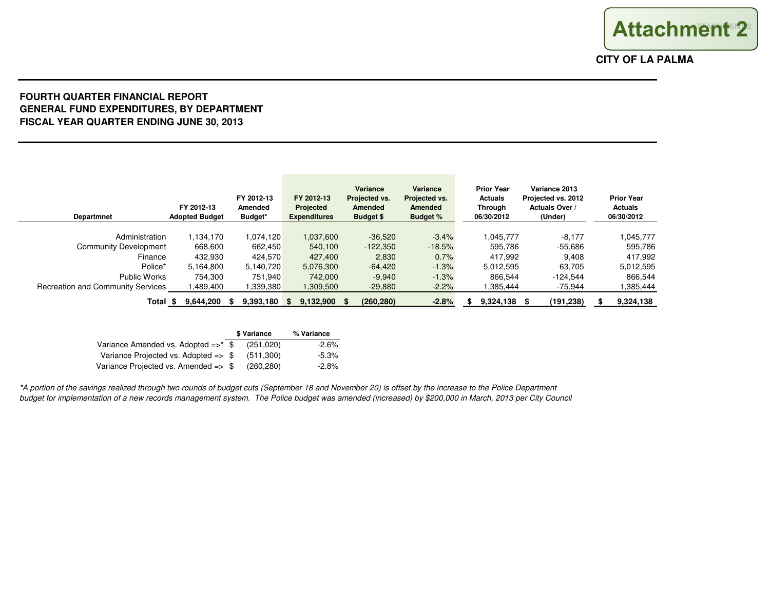**Attachment 2**

**CITY OF LA PALMA**

## FOURTH QUARTER FINANCIAL REPORT
## GENERAL FUND EXPENDITURES, BY DEPARTMENT
## FISCAL YEAR QUARTER ENDING JUNE 30, 2013

| Departmnet | FY 2012-13 Adopted Budget | FY 2012-13 Amended Budget* | FY 2012-13 Projected Expenditures | Variance Projected vs. Amended Budget $ | Variance Projected vs. Amended Budget % | Prior Year Actuals Through 06/30/2012 | Variance 2013 Projected vs. 2012 Actuals Over / (Under) | Prior Year Actuals 06/30/2012 |
|---|---|---|---|---|---|---|---|---|
| Administration | 1,134,170 | 1,074,120 | 1,037,600 | -36,520 | -3.4% | 1,045,777 | -8,177 | 1,045,777 |
| Community Development | 668,600 | 662,450 | 540,100 | -122,350 | -18.5% | 595,786 | -55,686 | 595,786 |
| Finance | 432,930 | 424,570 | 427,400 | 2,830 | 0.7% | 417,992 | 9,408 | 417,992 |
| Police* | 5,164,800 | 5,140,720 | 5,076,300 | -64,420 | -1.3% | 5,012,595 | 63,705 | 5,012,595 |
| Public Works | 754,300 | 751,940 | 742,000 | -9,940 | -1.3% | 866,544 | -124,544 | 866,544 |
| Recreation and Community Services | 1,489,400 | 1,339,380 | 1,309,500 | -29,880 | -2.2% | 1,385,444 | -75,944 | 1,385,444 |
| **Total** | **$ 9,644,200** | **$ 9,393,180** | **$ 9,132,900** | **$ (260,280)** | **-2.8%** | **$ 9,324,138** | **$ (191,238)** | **$ 9,324,138** |

| | $ Variance | % Variance |
|---|---|---|
| Variance Amended vs. Adopted =>* | $ (251,020) | -2.6% |
| Variance Projected vs. Adopted => | $ (511,300) | -5.3% |
| Variance Projected vs. Amended => | $ (260,280) | -2.8% |

*\*A portion of the savings realized through two rounds of budget cuts (September 18 and November 20) is offset by the increase to the Police Department budget for implementation of a new records management system. The Police budget was amended (increased) by $200,000 in March, 2013 per City Council*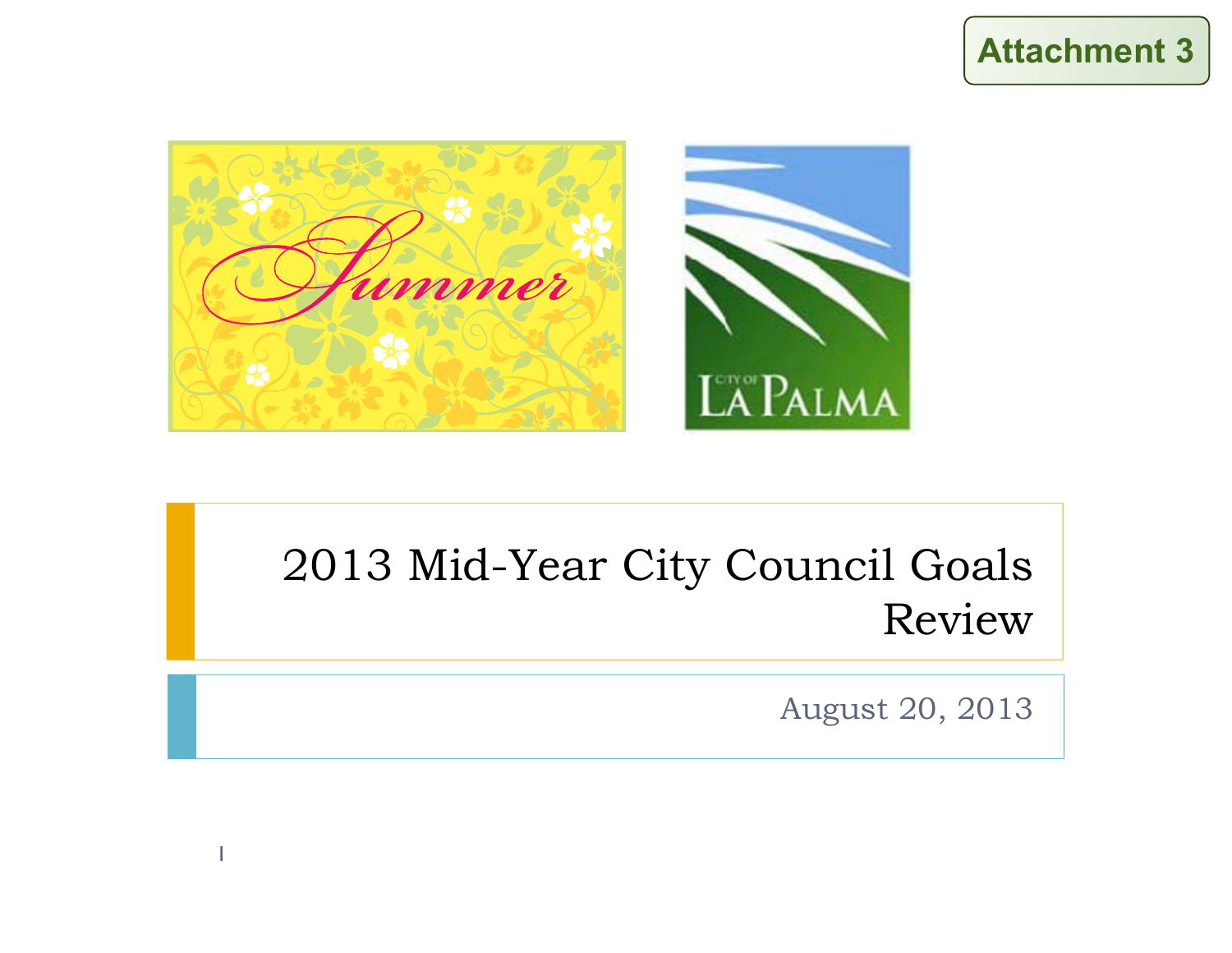Attachment 3

# 2013 Mid-Year City Council Goals Review

August 20, 2013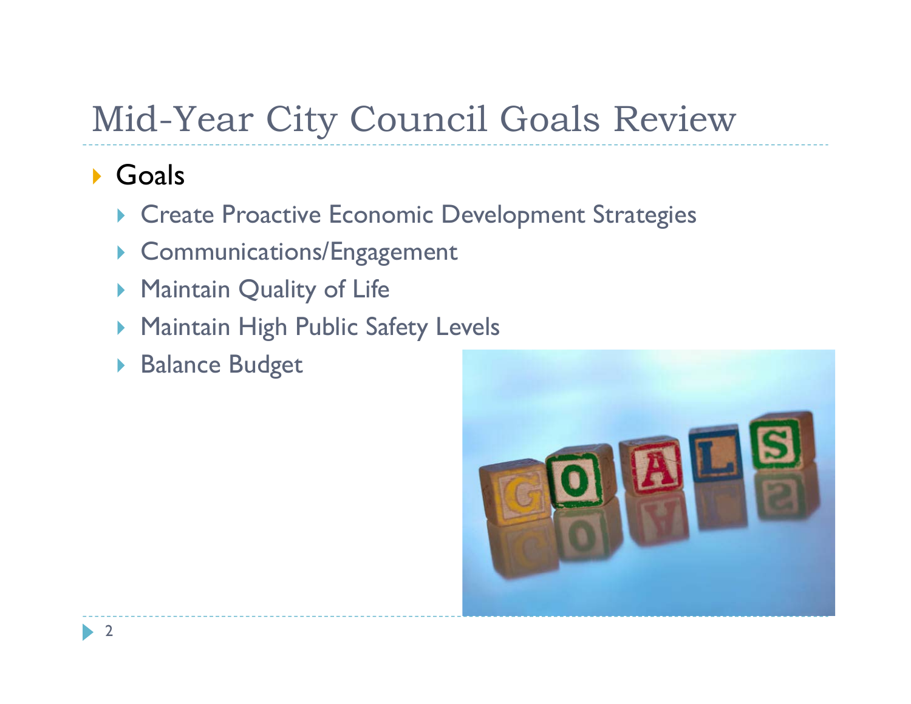# Mid-Year City Council Goals Review

- Goals
  - Create Proactive Economic Development Strategies
  - Communications/Engagement
  - Maintain Quality of Life
  - Maintain High Public Safety Levels
  - Balance Budget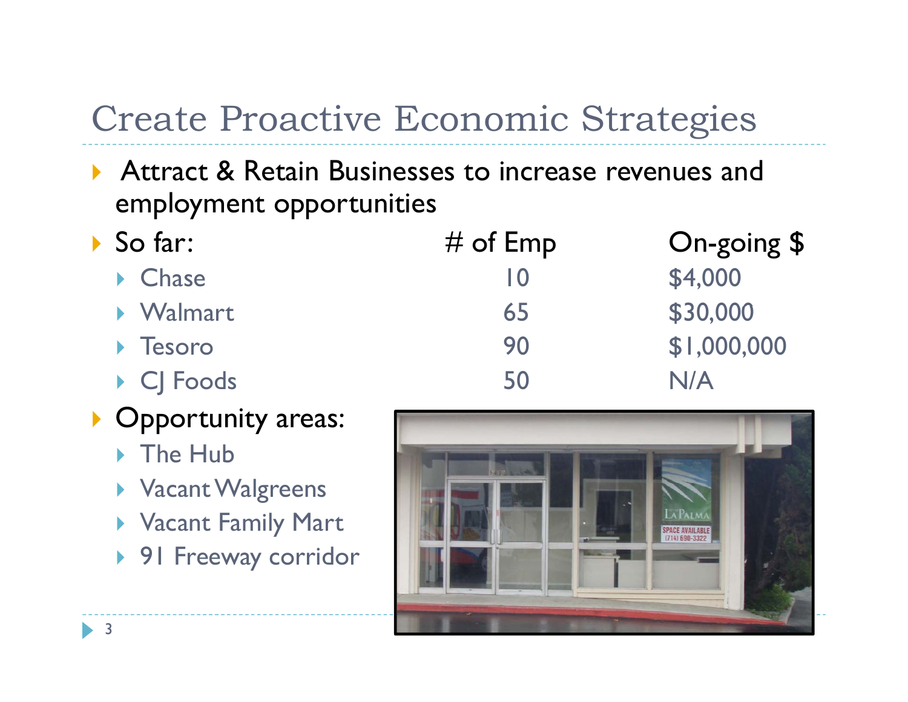# Create Proactive Economic Strategies

- Attract & Retain Businesses to increase revenues and employment opportunities
- So far:

| | # of Emp | On-going $ |
|---|---|---|
| Chase | 10 | $4,000 |
| Walmart | 65 | $30,000 |
| Tesoro | 90 | $1,000,000 |
| CJ Foods | 50 | N/A |

- Opportunity areas:
  - The Hub
  - Vacant Walgreens
  - Vacant Family Mart
  - 91 Freeway corridor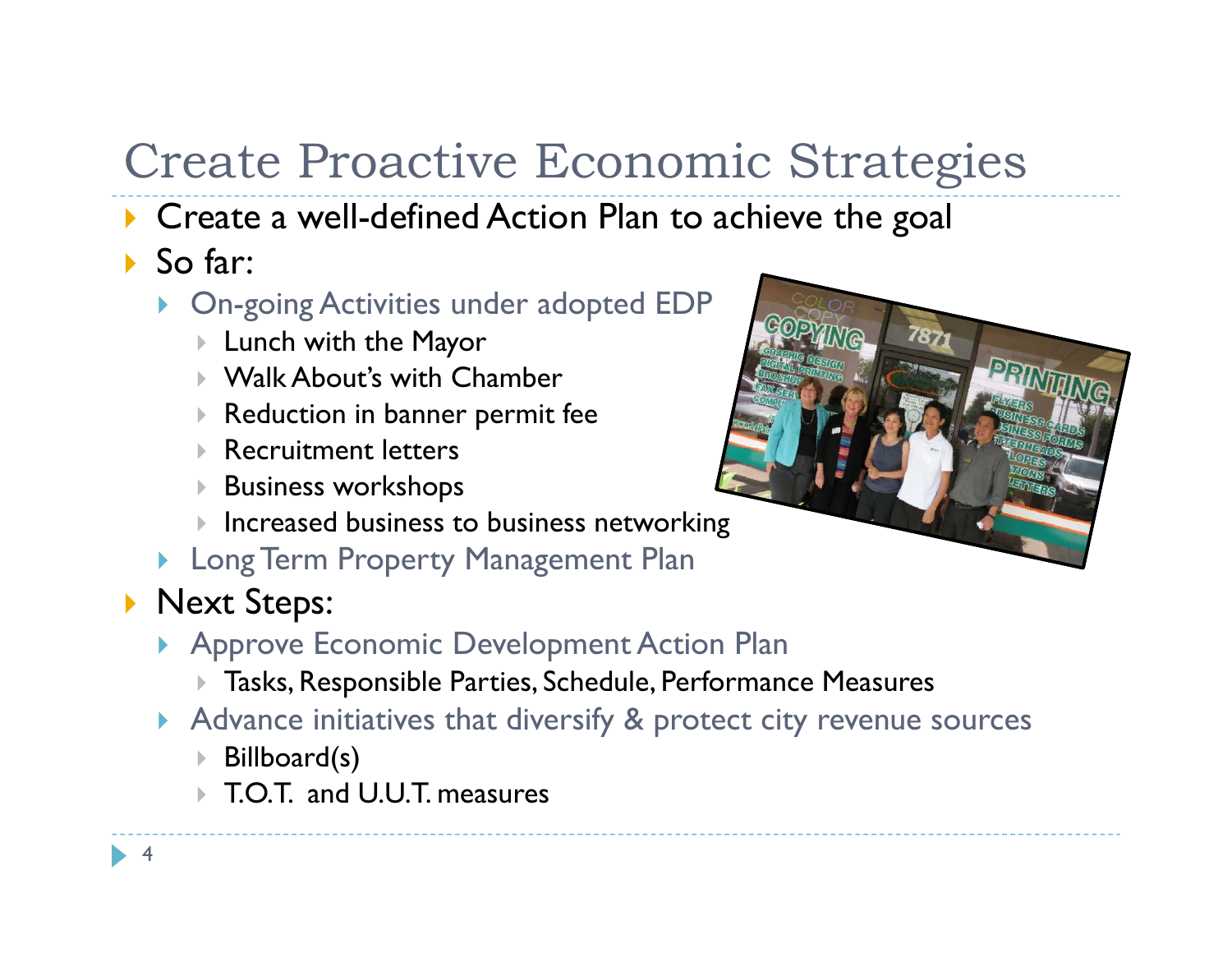# Create Proactive Economic Strategies

- Create a well-defined Action Plan to achieve the goal
- So far:
  - On-going Activities under adopted EDP
    - Lunch with the Mayor
    - Walk About's with Chamber
    - Reduction in banner permit fee
    - Recruitment letters
    - Business workshops
    - Increased business to business networking
  - Long Term Property Management Plan
- Next Steps:
  - Approve Economic Development Action Plan
    - Tasks, Responsible Parties, Schedule, Performance Measures
  - Advance initiatives that diversify & protect city revenue sources
    - Billboard(s)
    - T.O.T. and U.U.T. measures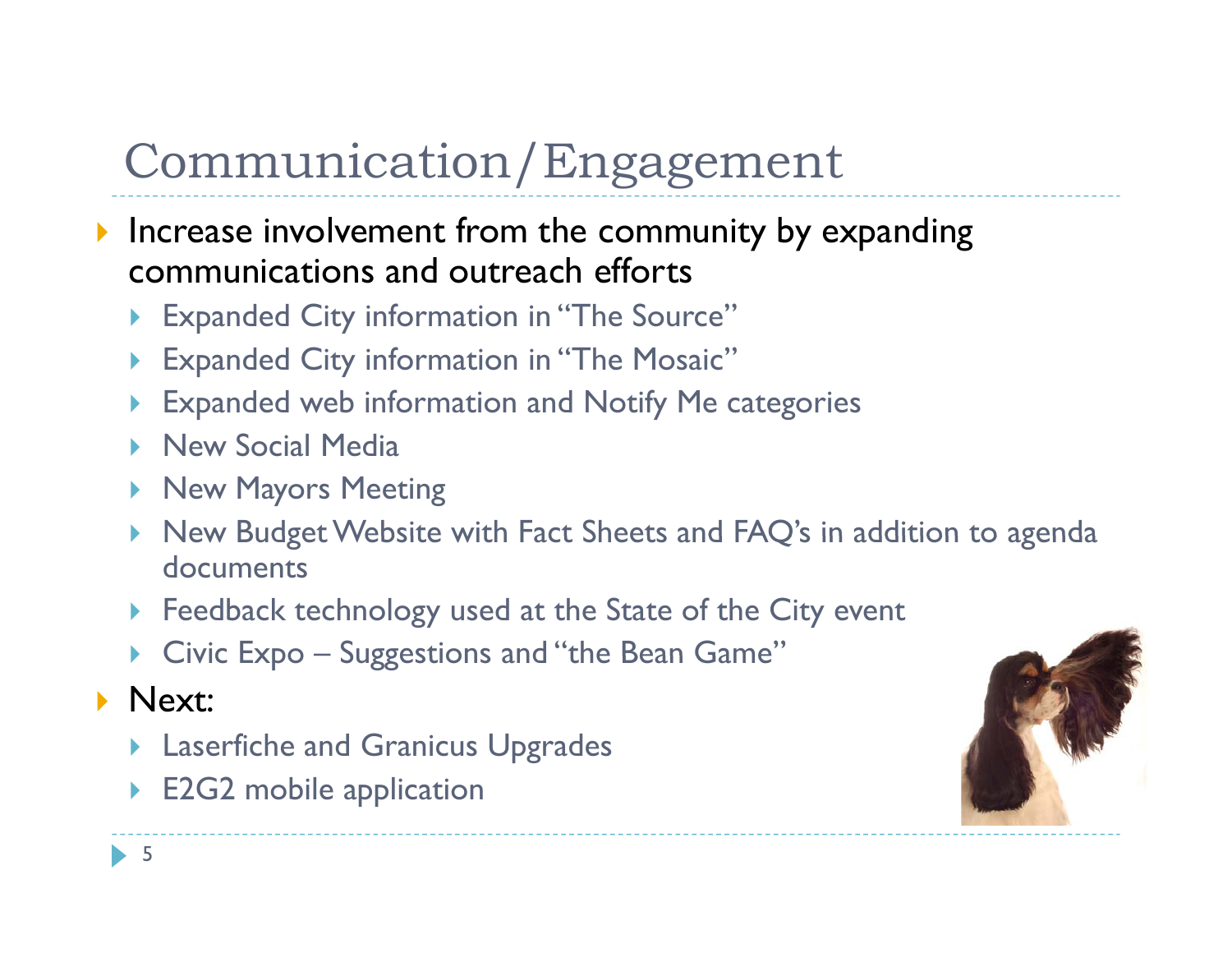# Communication/Engagement

- Increase involvement from the community by expanding communications and outreach efforts
  - Expanded City information in "The Source"
  - Expanded City information in "The Mosaic"
  - Expanded web information and Notify Me categories
  - New Social Media
  - New Mayors Meeting
  - New Budget Website with Fact Sheets and FAQ's in addition to agenda documents
  - Feedback technology used at the State of the City event
  - Civic Expo – Suggestions and "the Bean Game"
- Next:
  - Laserfiche and Granicus Upgrades
  - E2G2 mobile application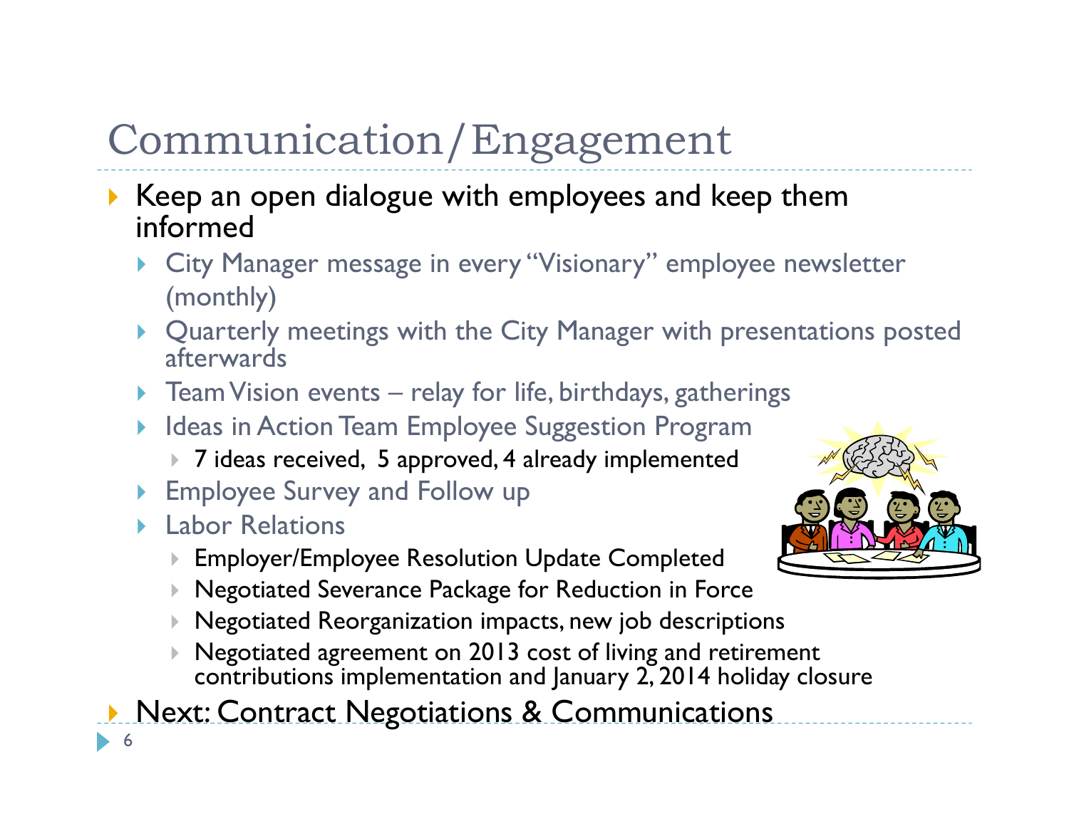# Communication/Engagement

- Keep an open dialogue with employees and keep them informed
  - City Manager message in every "Visionary" employee newsletter (monthly)
  - Quarterly meetings with the City Manager with presentations posted afterwards
  - Team Vision events – relay for life, birthdays, gatherings
  - Ideas in Action Team Employee Suggestion Program
    - 7 ideas received, 5 approved, 4 already implemented
  - Employee Survey and Follow up
  - Labor Relations
    - Employer/Employee Resolution Update Completed
    - Negotiated Severance Package for Reduction in Force
    - Negotiated Reorganization impacts, new job descriptions
    - Negotiated agreement on 2013 cost of living and retirement contributions implementation and January 2, 2014 holiday closure
- Next: Contract Negotiations & Communications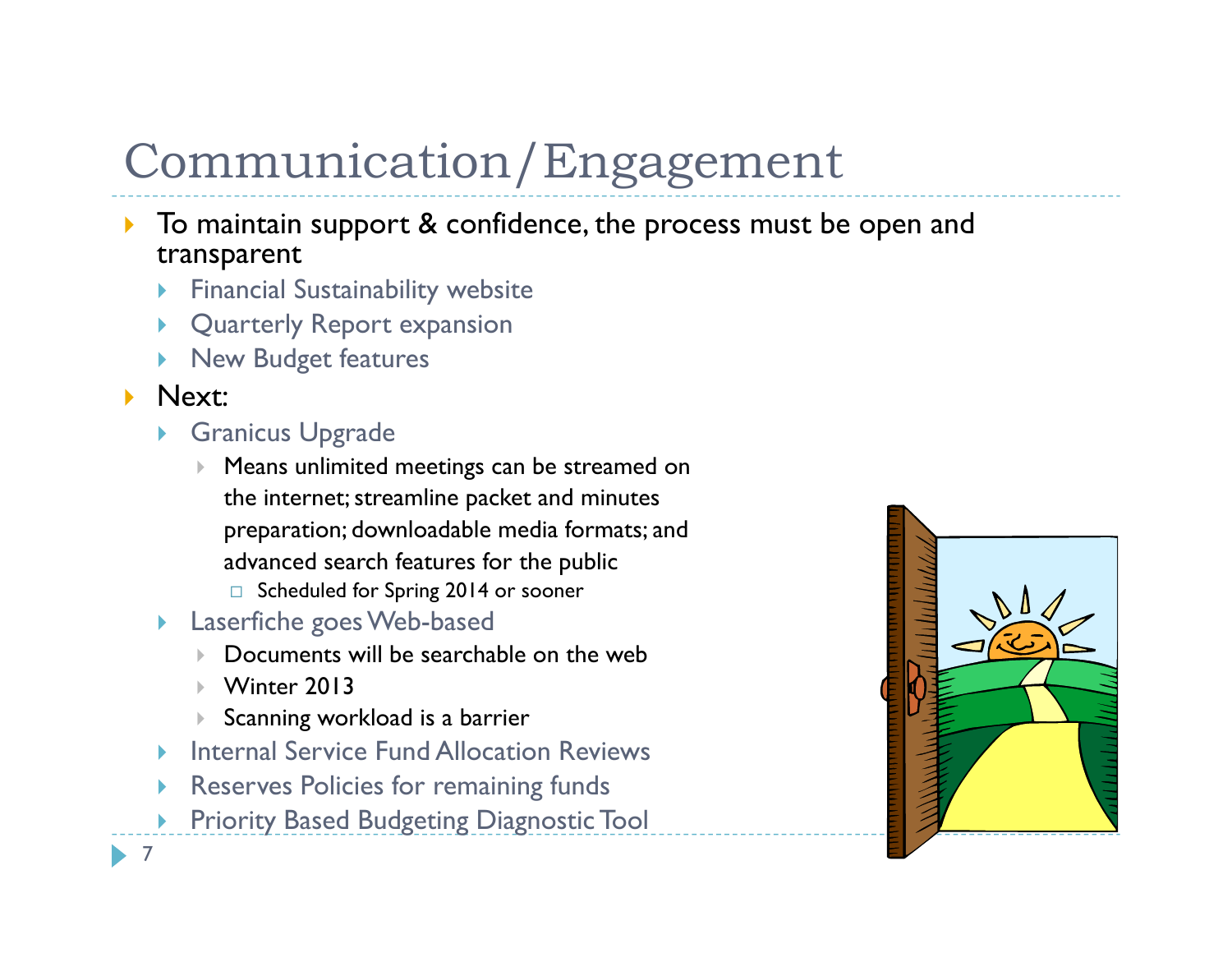# Communication/Engagement

- To maintain support & confidence, the process must be open and transparent
  - Financial Sustainability website
  - Quarterly Report expansion
  - New Budget features
- Next:
  - Granicus Upgrade
    - Means unlimited meetings can be streamed on the internet; streamline packet and minutes preparation; downloadable media formats; and advanced search features for the public
      - Scheduled for Spring 2014 or sooner
  - Laserfiche goes Web-based
    - Documents will be searchable on the web
    - Winter 2013
    - Scanning workload is a barrier
  - Internal Service Fund Allocation Reviews
  - Reserves Policies for remaining funds
  - Priority Based Budgeting Diagnostic Tool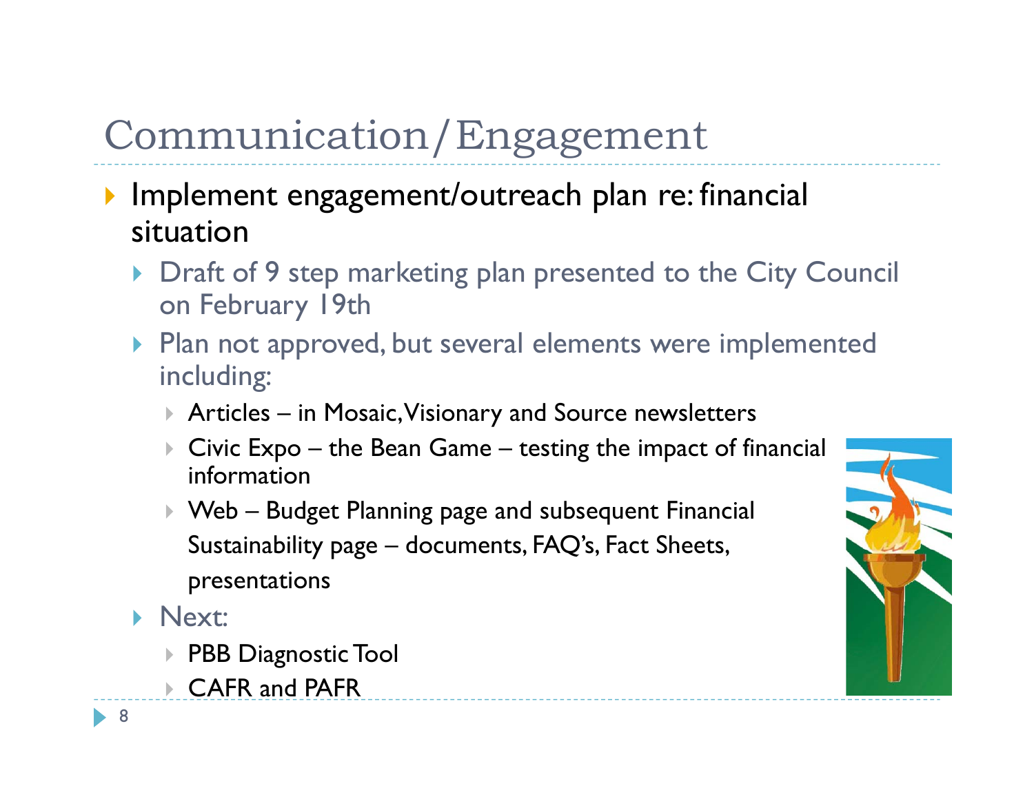# Communication/Engagement

- Implement engagement/outreach plan re: financial situation
  - Draft of 9 step marketing plan presented to the City Council on February 19th
  - Plan not approved, but several elements were implemented including:
    - Articles – in Mosaic, Visionary and Source newsletters
    - Civic Expo – the Bean Game – testing the impact of financial information
    - Web – Budget Planning page and subsequent Financial Sustainability page – documents, FAQ's, Fact Sheets, presentations
  - Next:
    - PBB Diagnostic Tool
    - CAFR and PAFR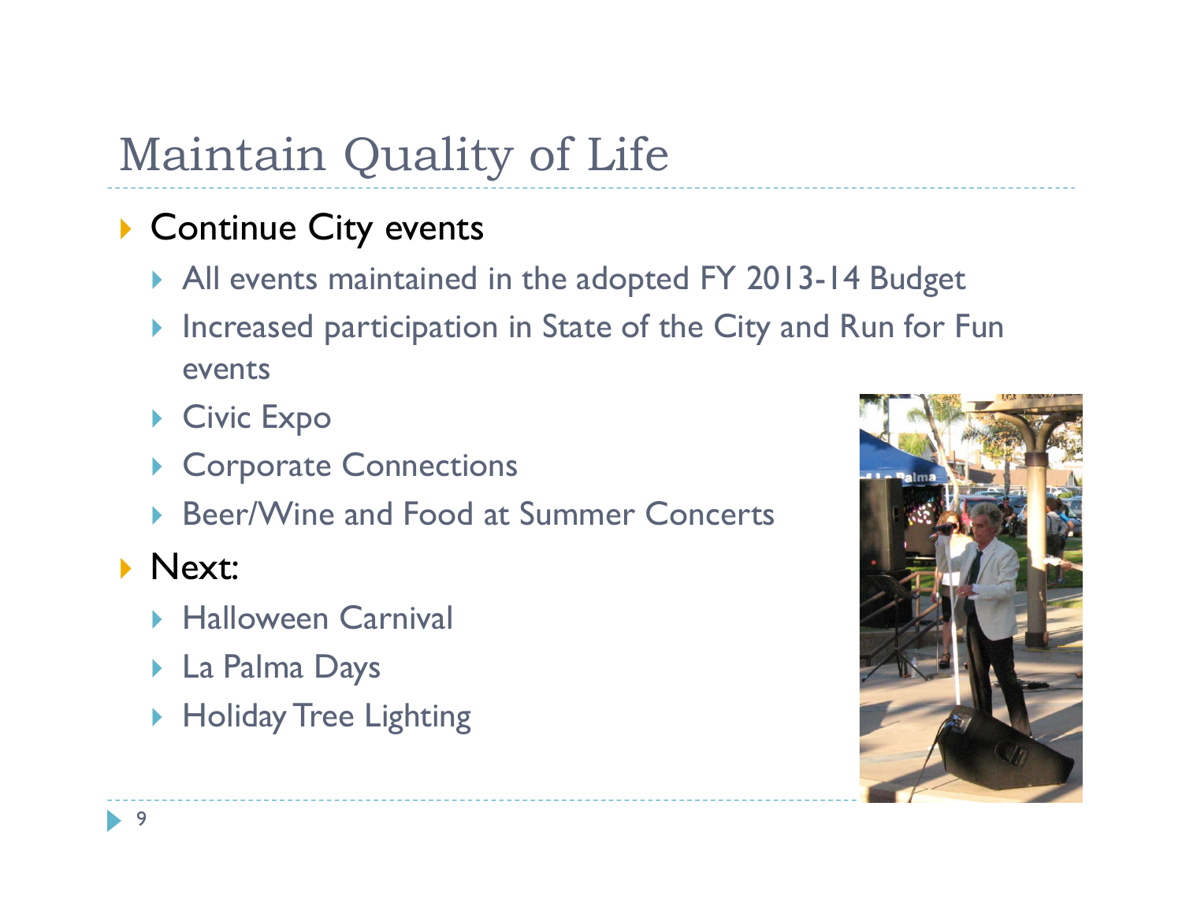# Maintain Quality of Life

- Continue City events
  - All events maintained in the adopted FY 2013-14 Budget
  - Increased participation in State of the City and Run for Fun events
  - Civic Expo
  - Corporate Connections
  - Beer/Wine and Food at Summer Concerts
- Next:
  - Halloween Carnival
  - La Palma Days
  - Holiday Tree Lighting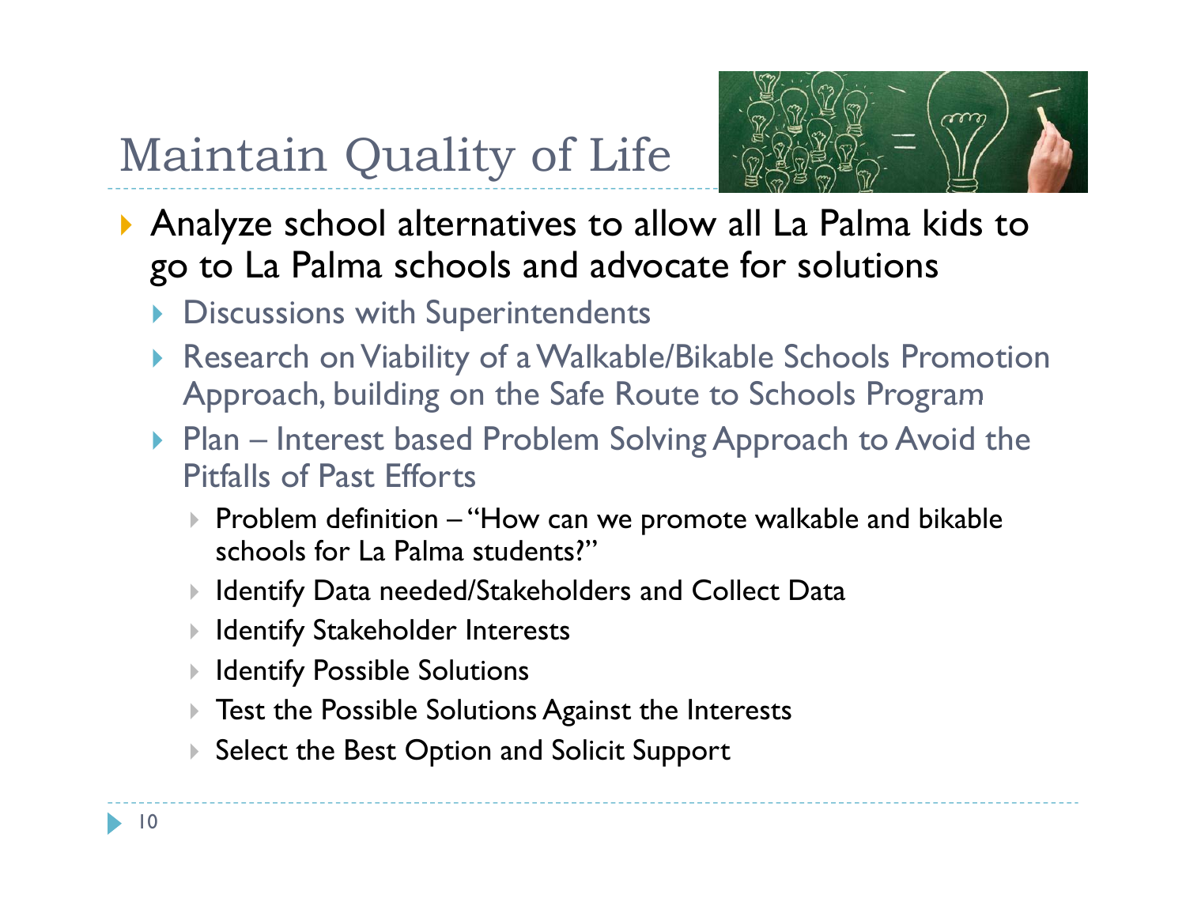# Maintain Quality of Life

- Analyze school alternatives to allow all La Palma kids to go to La Palma schools and advocate for solutions
  - Discussions with Superintendents
  - Research on Viability of a Walkable/Bikable Schools Promotion Approach, building on the Safe Route to Schools Program
  - Plan – Interest based Problem Solving Approach to Avoid the Pitfalls of Past Efforts
    - Problem definition – "How can we promote walkable and bikable schools for La Palma students?"
    - Identify Data needed/Stakeholders and Collect Data
    - Identify Stakeholder Interests
    - Identify Possible Solutions
    - Test the Possible Solutions Against the Interests
    - Select the Best Option and Solicit Support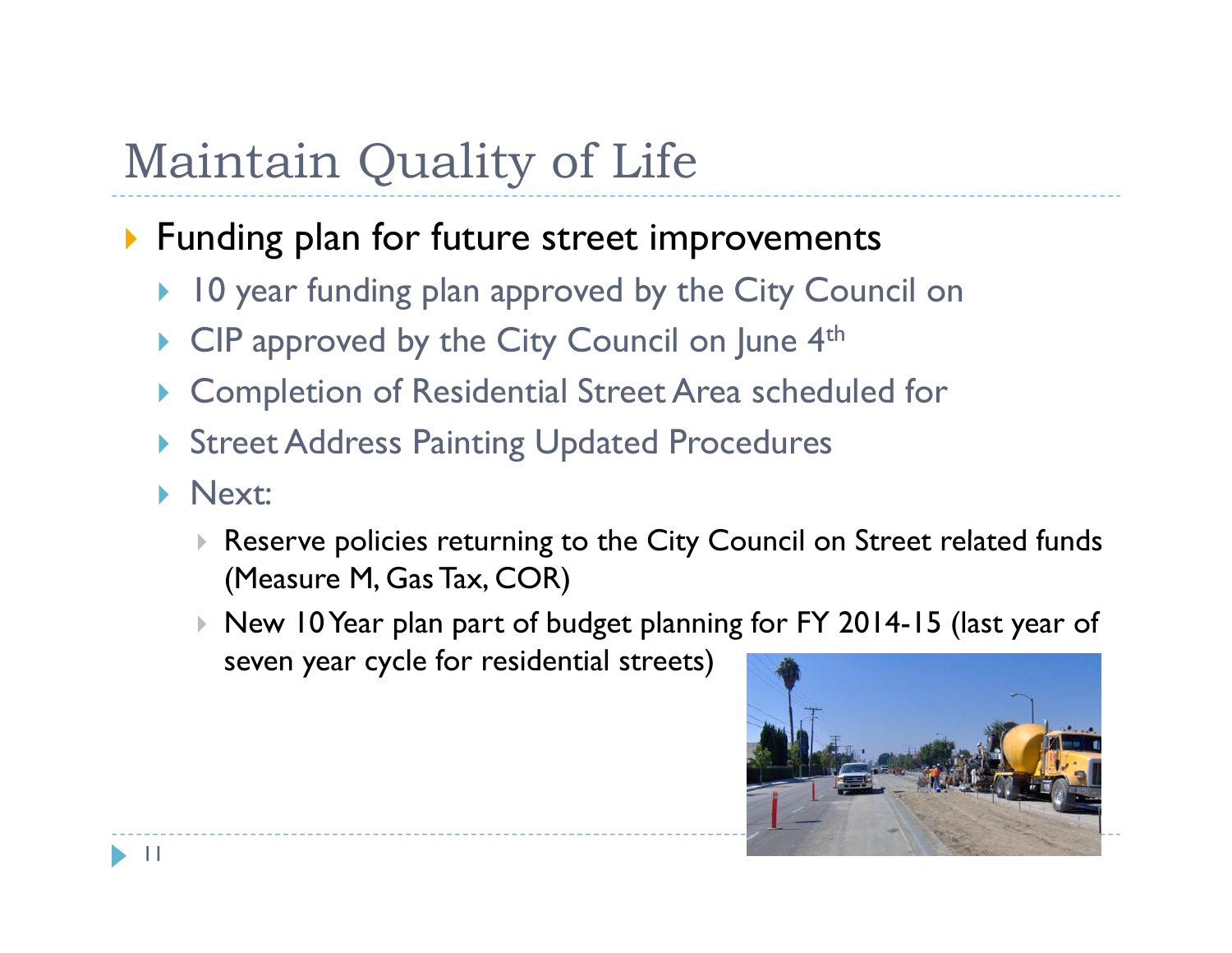# Maintain Quality of Life

- Funding plan for future street improvements
  - 10 year funding plan approved by the City Council on
  - CIP approved by the City Council on June 4th
  - Completion of Residential Street Area scheduled for
  - Street Address Painting Updated Procedures
  - Next:
    - Reserve policies returning to the City Council on Street related funds (Measure M, Gas Tax, COR)
    - New 10 Year plan part of budget planning for FY 2014-15 (last year of seven year cycle for residential streets)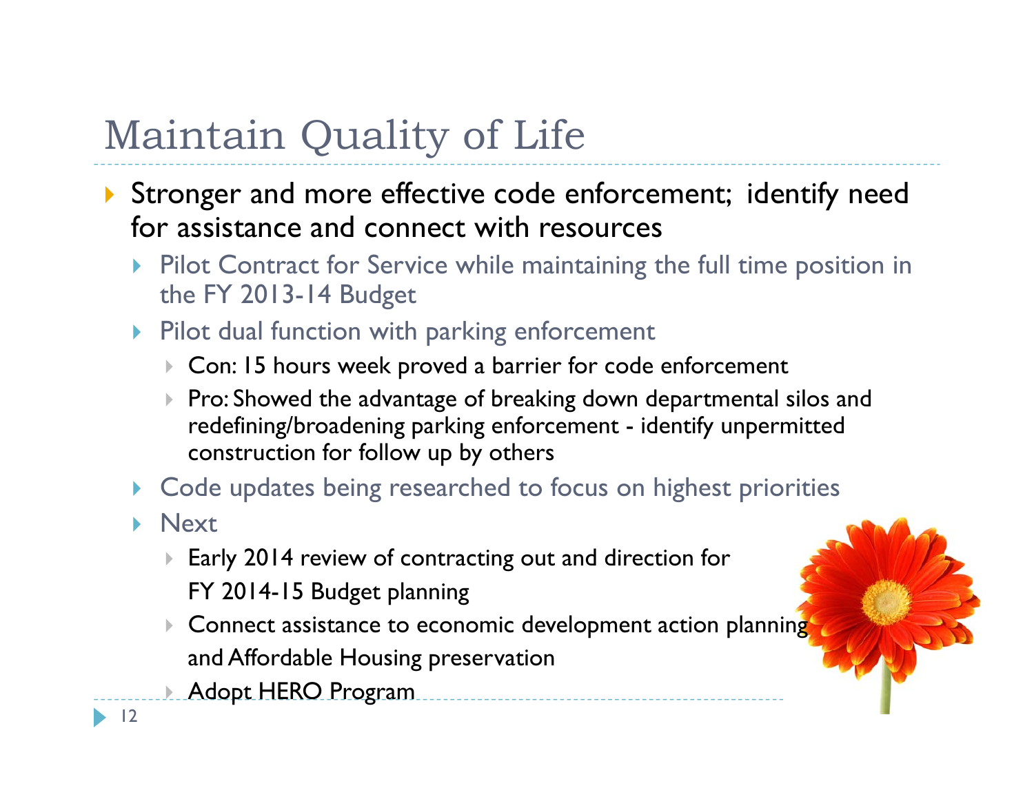# Maintain Quality of Life

- Stronger and more effective code enforcement; identify need for assistance and connect with resources
  - Pilot Contract for Service while maintaining the full time position in the FY 2013-14 Budget
  - Pilot dual function with parking enforcement
    - Con: 15 hours week proved a barrier for code enforcement
    - Pro: Showed the advantage of breaking down departmental silos and redefining/broadening parking enforcement - identify unpermitted construction for follow up by others
  - Code updates being researched to focus on highest priorities
  - Next
    - Early 2014 review of contracting out and direction for FY 2014-15 Budget planning
    - Connect assistance to economic development action planning and Affordable Housing preservation
    - Adopt HERO Program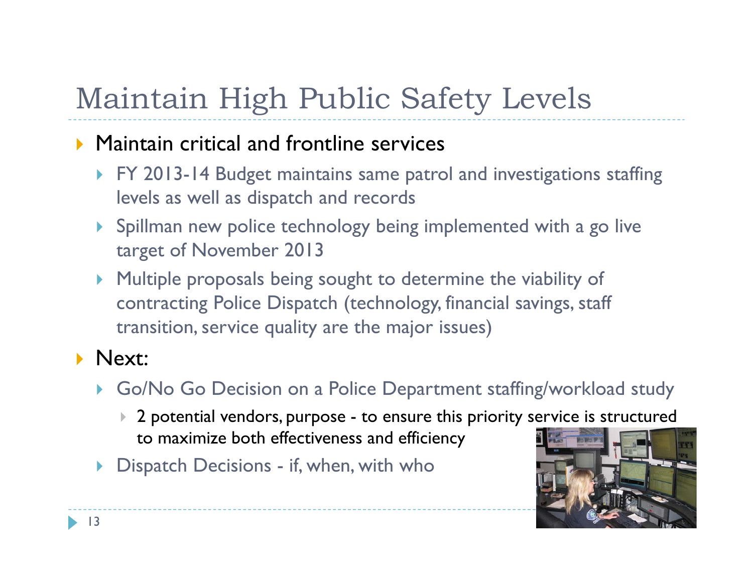# Maintain High Public Safety Levels

- Maintain critical and frontline services
  - FY 2013-14 Budget maintains same patrol and investigations staffing levels as well as dispatch and records
  - Spillman new police technology being implemented with a go live target of November 2013
  - Multiple proposals being sought to determine the viability of contracting Police Dispatch (technology, financial savings, staff transition, service quality are the major issues)
- Next:
  - Go/No Go Decision on a Police Department staffing/workload study
    - 2 potential vendors, purpose - to ensure this priority service is structured to maximize both effectiveness and efficiency
  - Dispatch Decisions - if, when, with who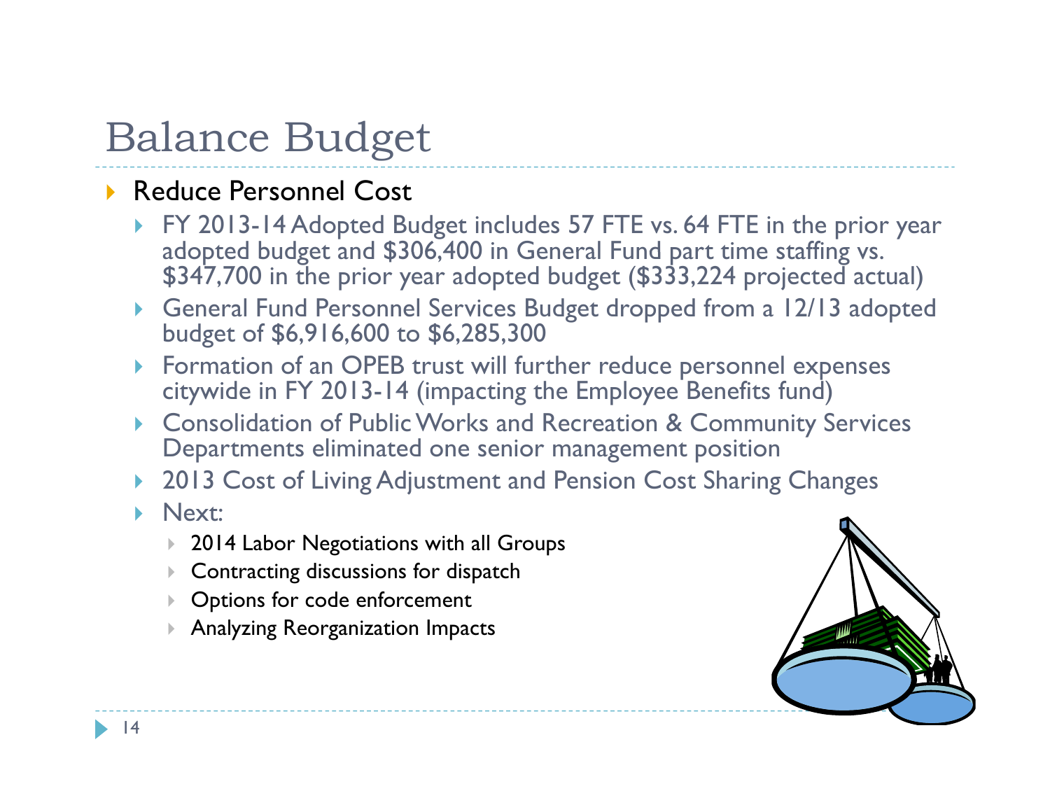# Balance Budget

- Reduce Personnel Cost
  - FY 2013-14 Adopted Budget includes 57 FTE vs. 64 FTE in the prior year adopted budget and $306,400 in General Fund part time staffing vs. $347,700 in the prior year adopted budget ($333,224 projected actual)
  - General Fund Personnel Services Budget dropped from a 12/13 adopted budget of $6,916,600 to $6,285,300
  - Formation of an OPEB trust will further reduce personnel expenses citywide in FY 2013-14 (impacting the Employee Benefits fund)
  - Consolidation of Public Works and Recreation & Community Services Departments eliminated one senior management position
  - 2013 Cost of Living Adjustment and Pension Cost Sharing Changes
  - Next:
    - 2014 Labor Negotiations with all Groups
    - Contracting discussions for dispatch
    - Options for code enforcement
    - Analyzing Reorganization Impacts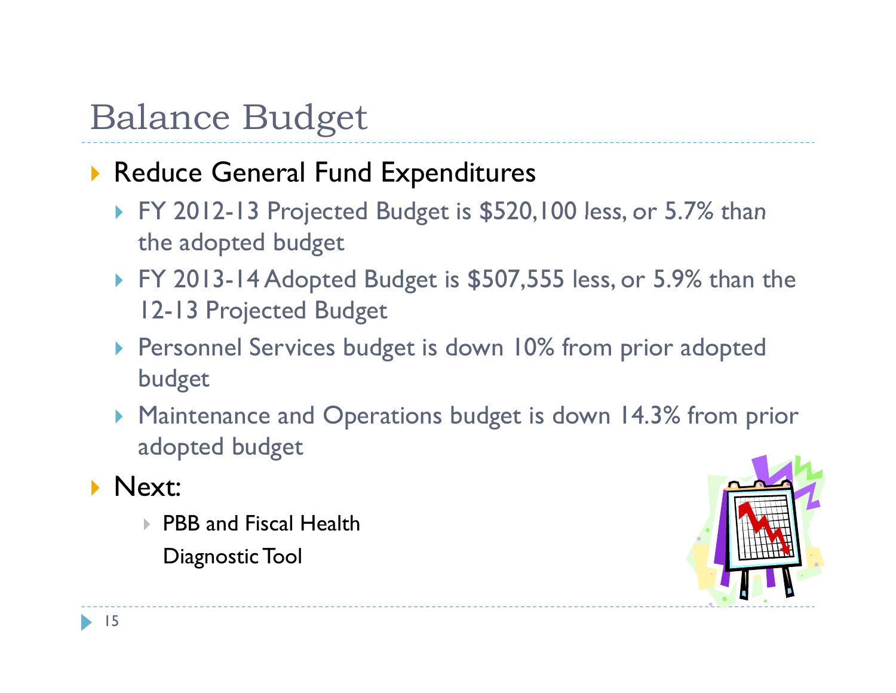# Balance Budget

- Reduce General Fund Expenditures
  - FY 2012-13 Projected Budget is $520,100 less, or 5.7% than the adopted budget
  - FY 2013-14 Adopted Budget is $507,555 less, or 5.9% than the 12-13 Projected Budget
  - Personnel Services budget is down 10% from prior adopted budget
  - Maintenance and Operations budget is down 14.3% from prior adopted budget
- Next:
  - PBB and Fiscal Health Diagnostic Tool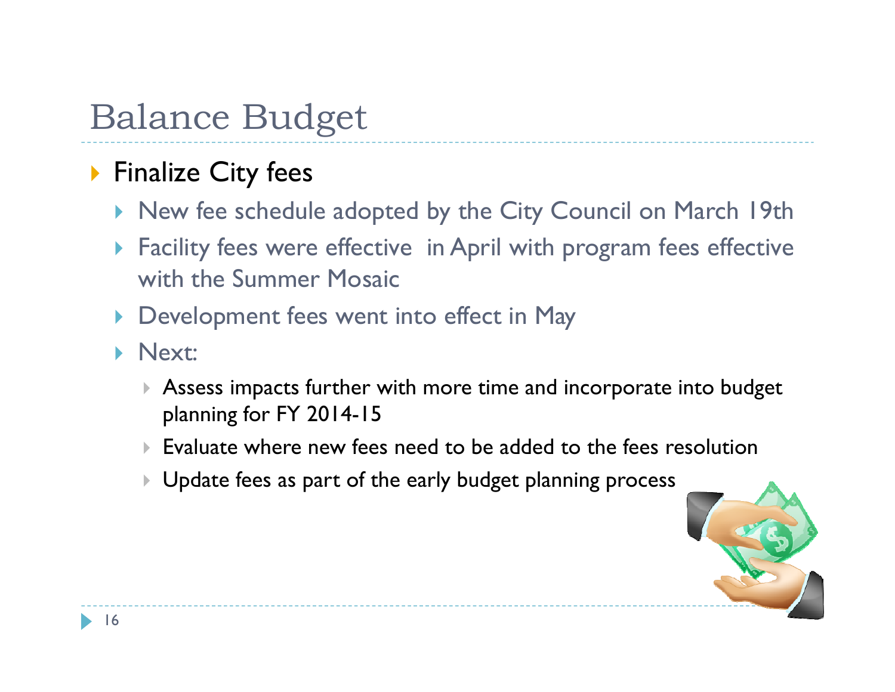# Balance Budget

- Finalize City fees
  - New fee schedule adopted by the City Council on March 19th
  - Facility fees were effective in April with program fees effective with the Summer Mosaic
  - Development fees went into effect in May
  - Next:
    - Assess impacts further with more time and incorporate into budget planning for FY 2014-15
    - Evaluate where new fees need to be added to the fees resolution
    - Update fees as part of the early budget planning process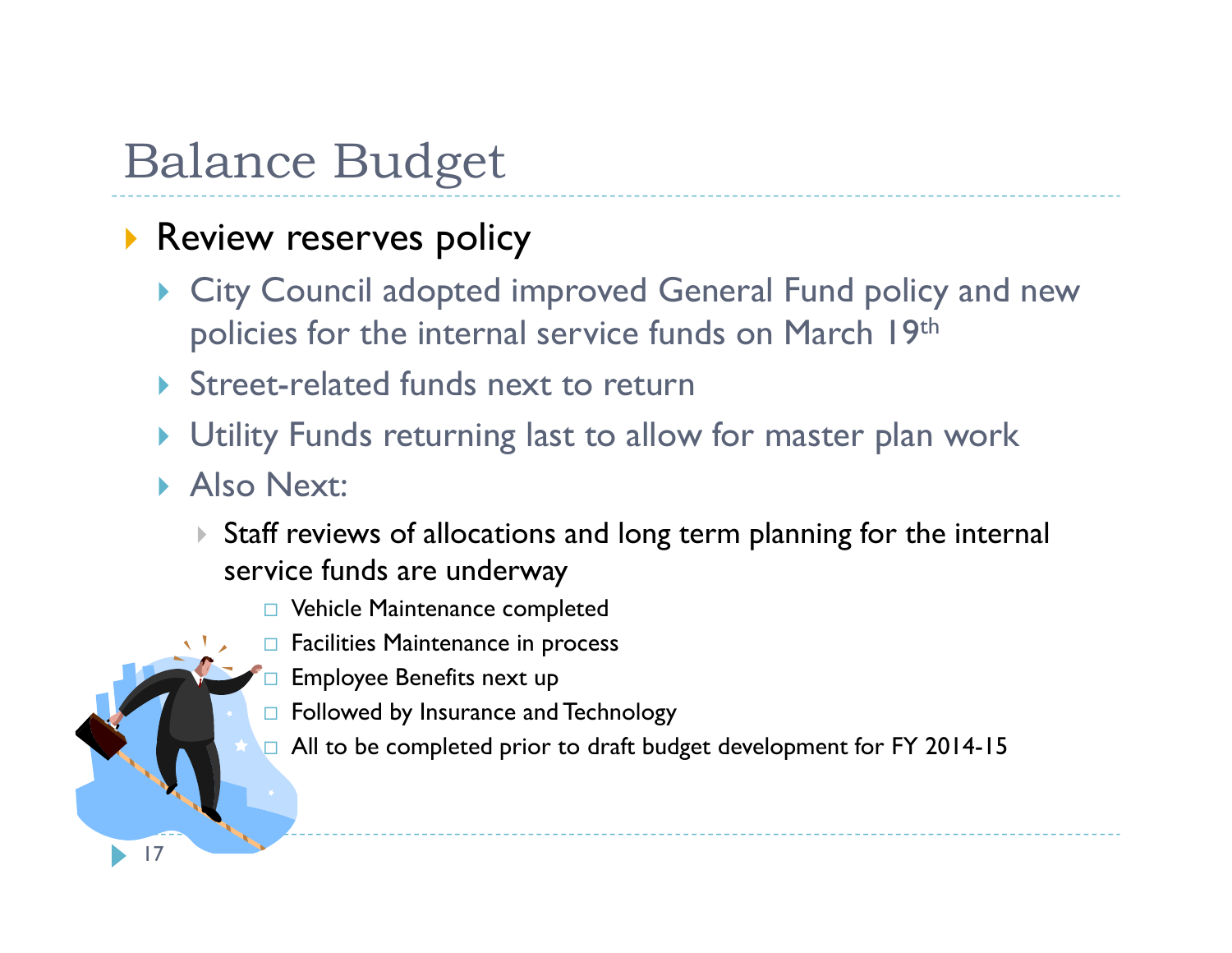# Balance Budget

- Review reserves policy
  - City Council adopted improved General Fund policy and new policies for the internal service funds on March 19th
  - Street-related funds next to return
  - Utility Funds returning last to allow for master plan work
  - Also Next:
    - Staff reviews of allocations and long term planning for the internal service funds are underway
      - Vehicle Maintenance completed
      - Facilities Maintenance in process
      - Employee Benefits next up
      - Followed by Insurance and Technology
      - All to be completed prior to draft budget development for FY 2014-15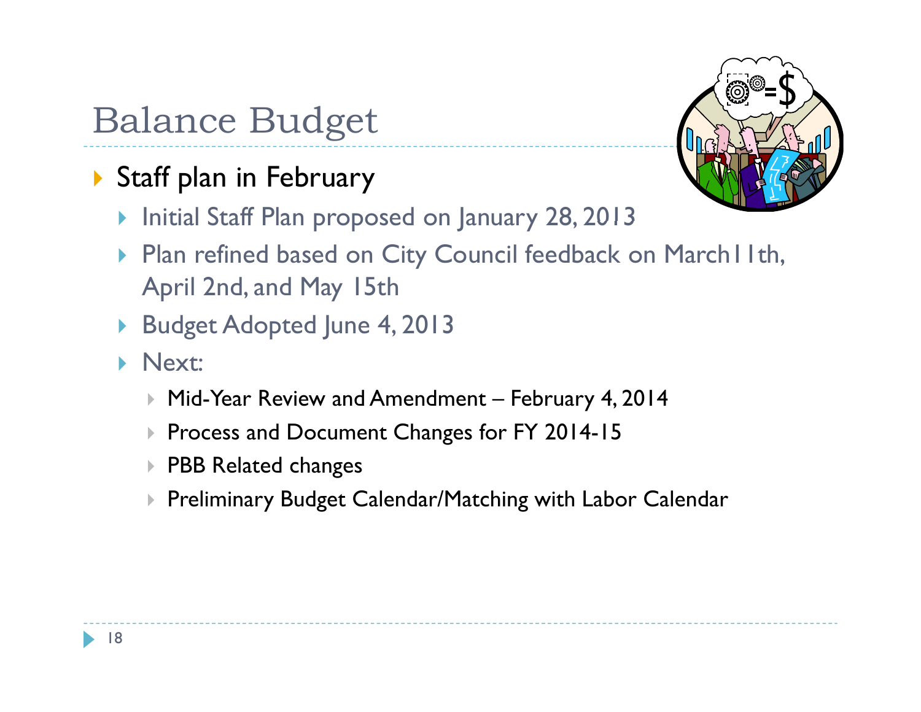# Balance Budget

- Staff plan in February
  - Initial Staff Plan proposed on January 28, 2013
  - Plan refined based on City Council feedback on March11th, April 2nd, and May 15th
  - Budget Adopted June 4, 2013
  - Next:
    - Mid-Year Review and Amendment – February 4, 2014
    - Process and Document Changes for FY 2014-15
    - PBB Related changes
    - Preliminary Budget Calendar/Matching with Labor Calendar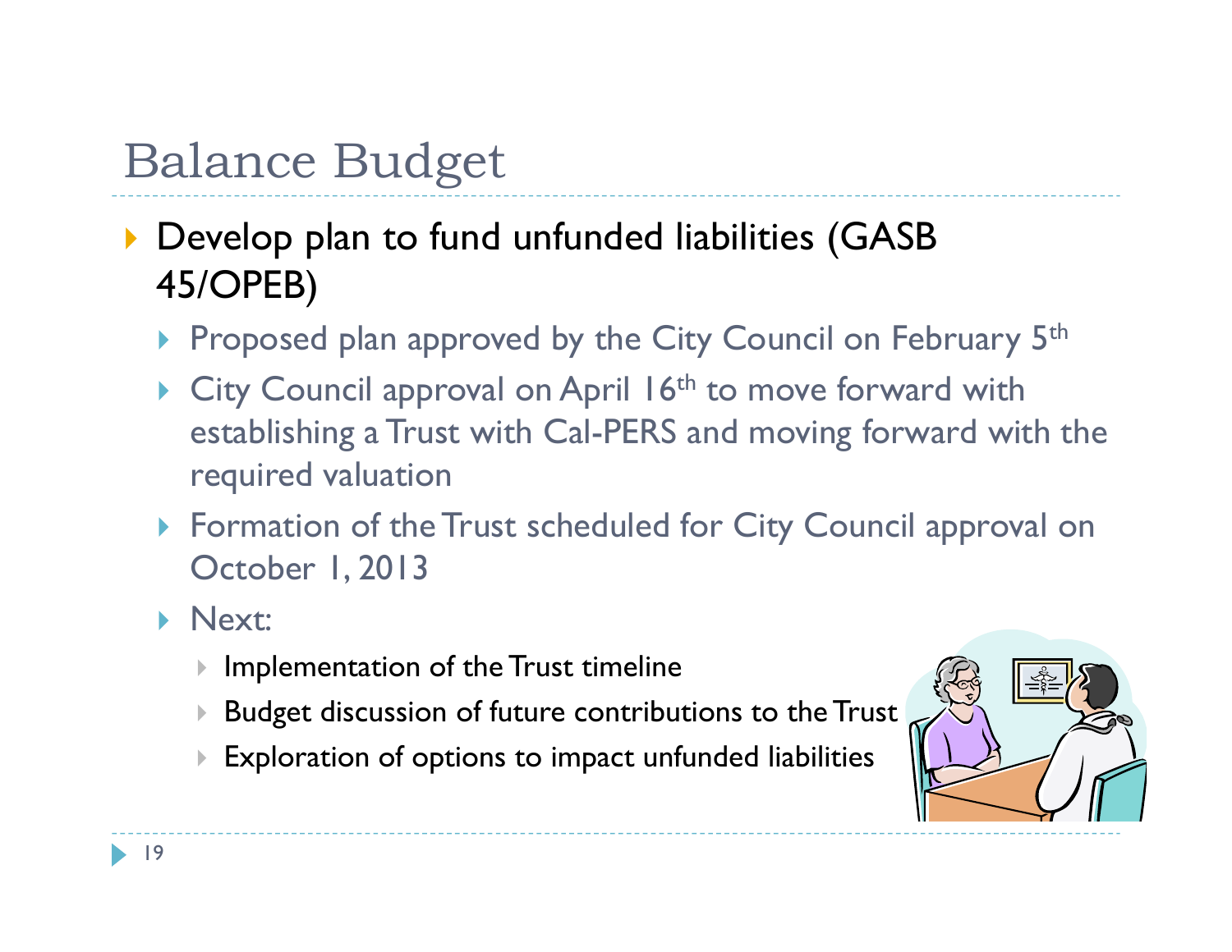# Balance Budget

- Develop plan to fund unfunded liabilities (GASB 45/OPEB)
  - Proposed plan approved by the City Council on February 5th
  - City Council approval on April 16th to move forward with establishing a Trust with Cal-PERS and moving forward with the required valuation
  - Formation of the Trust scheduled for City Council approval on October 1, 2013
  - Next:
    - Implementation of the Trust timeline
    - Budget discussion of future contributions to the Trust
    - Exploration of options to impact unfunded liabilities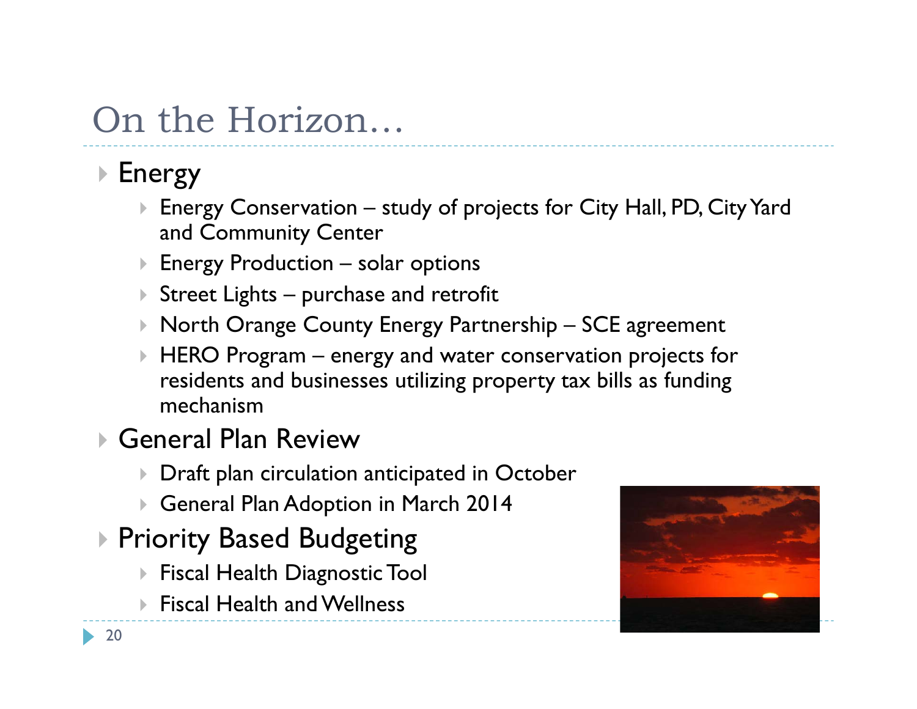# On the Horizon…

- Energy
  - Energy Conservation – study of projects for City Hall, PD, City Yard and Community Center
  - Energy Production – solar options
  - Street Lights – purchase and retrofit
  - North Orange County Energy Partnership – SCE agreement
  - HERO Program – energy and water conservation projects for residents and businesses utilizing property tax bills as funding mechanism
- General Plan Review
  - Draft plan circulation anticipated in October
  - General Plan Adoption in March 2014
- Priority Based Budgeting
  - Fiscal Health Diagnostic Tool
  - Fiscal Health and Wellness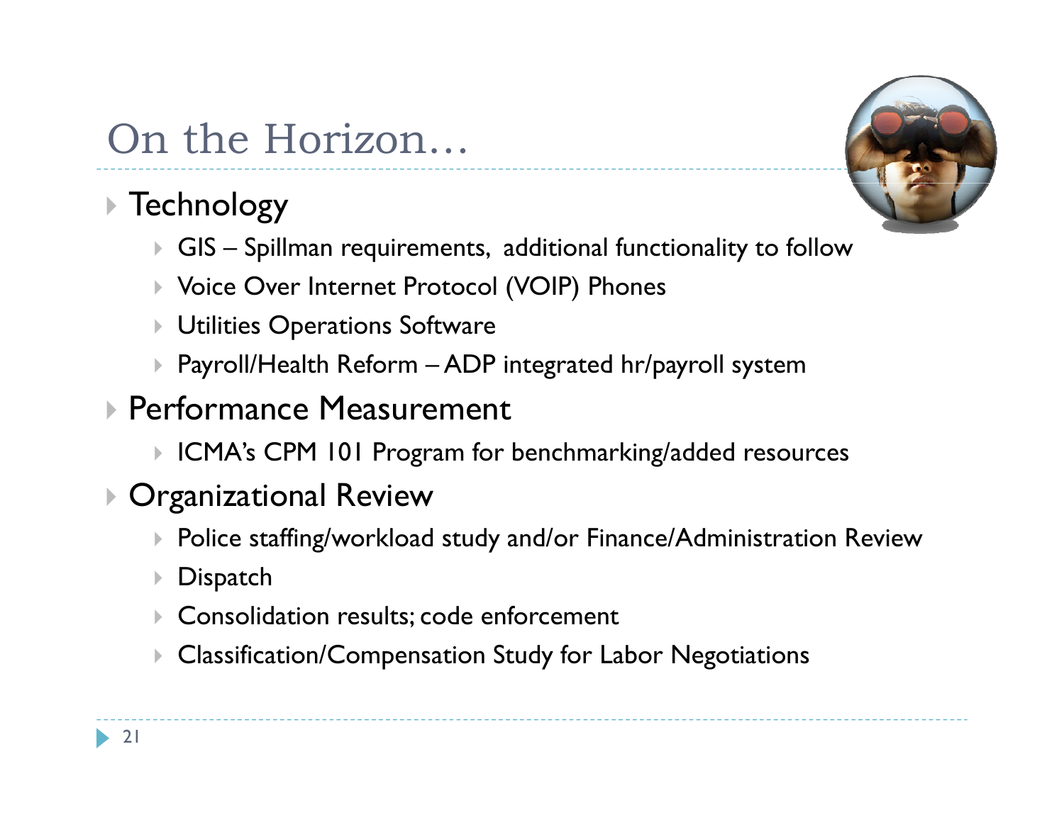# On the Horizon…

- Technology
  - GIS – Spillman requirements, additional functionality to follow
  - Voice Over Internet Protocol (VOIP) Phones
  - Utilities Operations Software
  - Payroll/Health Reform – ADP integrated hr/payroll system
- Performance Measurement
  - ICMA's CPM 101 Program for benchmarking/added resources
- Organizational Review
  - Police staffing/workload study and/or Finance/Administration Review
  - Dispatch
  - Consolidation results; code enforcement
  - Classification/Compensation Study for Labor Negotiations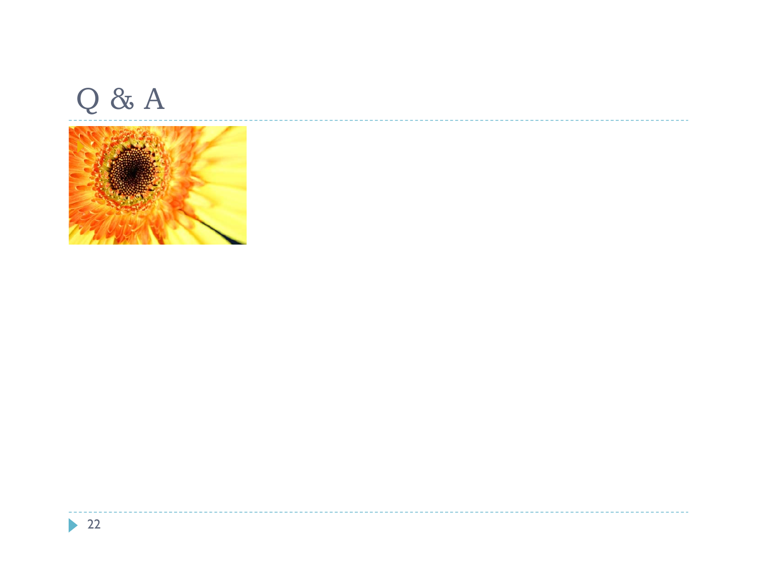# Q & A